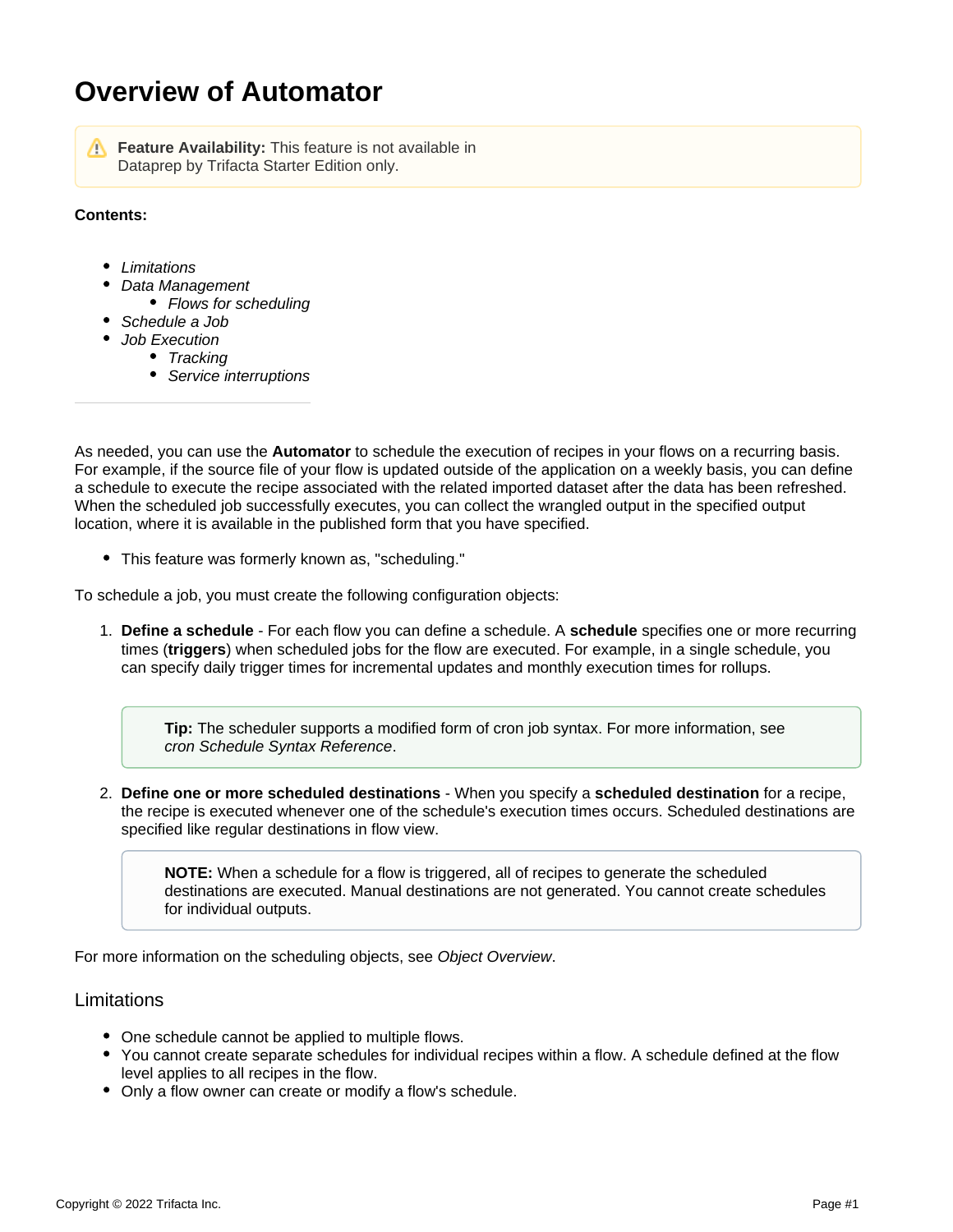# Overview of Automator

**Feature Availability:** This feature is not available in Dataprep by Trifacta Starter Edition only.

**Contents:**

- *Limitations*
- *Data Management*
    - *Flows for scheduling*
- *Schedule a Job*
- *Job Execution*
    - *Tracking*
    - *Service interruptions*

---

As needed, you can use the **Automator** to schedule the execution of recipes in your flows on a recurring basis. For example, if the source file of your flow is updated outside of the application on a weekly basis, you can define a schedule to execute the recipe associated with the related imported dataset after the data has been refreshed. When the scheduled job successfully executes, you can collect the wrangled output in the specified output location, where it is available in the published form that you have specified.

- This feature was formerly known as, "scheduling."

To schedule a job, you must create the following configuration objects:

1. **Define a schedule** - For each flow you can define a schedule. A **schedule** specifies one or more recurring times (**triggers**) when scheduled jobs for the flow are executed. For example, in a single schedule, you can specify daily trigger times for incremental updates and monthly execution times for rollups.

    **Tip:** The scheduler supports a modified form of cron job syntax. For more information, see *cron Schedule Syntax Reference*.

2. **Define one or more scheduled destinations** - When you specify a **scheduled destination** for a recipe, the recipe is executed whenever one of the schedule's execution times occurs. Scheduled destinations are specified like regular destinations in flow view.

    **NOTE:** When a schedule for a flow is triggered, all of recipes to generate the scheduled destinations are executed. Manual destinations are not generated. You cannot create schedules for individual outputs.

For more information on the scheduling objects, see *Object Overview*.

## Limitations

- One schedule cannot be applied to multiple flows.
- You cannot create separate schedules for individual recipes within a flow. A schedule defined at the flow level applies to all recipes in the flow.
- Only a flow owner can create or modify a flow's schedule.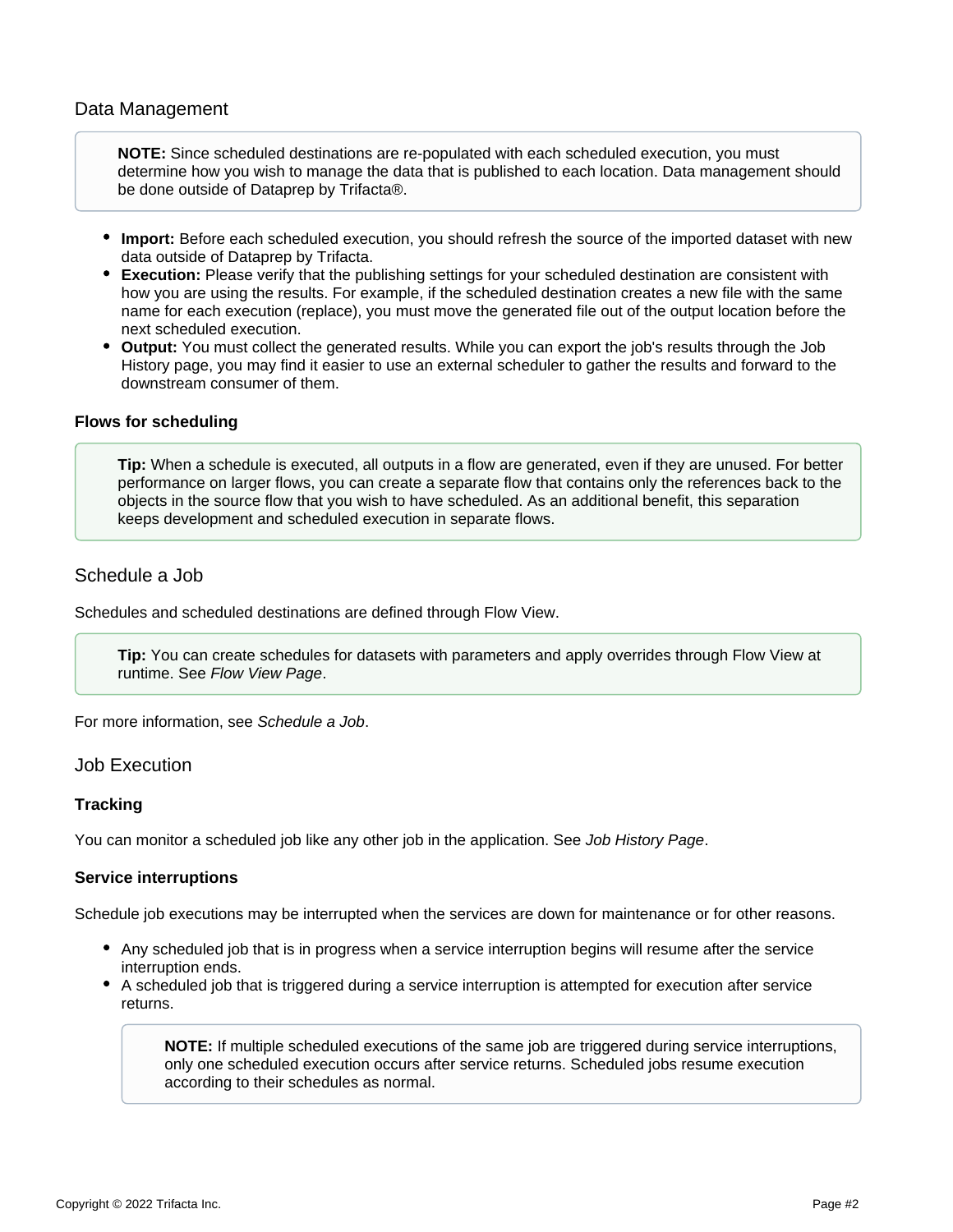## Data Management

> **NOTE:** Since scheduled destinations are re-populated with each scheduled execution, you must determine how you wish to manage the data that is published to each location. Data management should be done outside of Dataprep by Trifacta®.

- **Import:** Before each scheduled execution, you should refresh the source of the imported dataset with new data outside of Dataprep by Trifacta.
- **Execution:** Please verify that the publishing settings for your scheduled destination are consistent with how you are using the results. For example, if the scheduled destination creates a new file with the same name for each execution (replace), you must move the generated file out of the output location before the next scheduled execution.
- **Output:** You must collect the generated results. While you can export the job's results through the Job History page, you may find it easier to use an external scheduler to gather the results and forward to the downstream consumer of them.

### Flows for scheduling

> **Tip:** When a schedule is executed, all outputs in a flow are generated, even if they are unused. For better performance on larger flows, you can create a separate flow that contains only the references back to the objects in the source flow that you wish to have scheduled. As an additional benefit, this separation keeps development and scheduled execution in separate flows.

## Schedule a Job

Schedules and scheduled destinations are defined through Flow View.

> **Tip:** You can create schedules for datasets with parameters and apply overrides through Flow View at runtime. See *Flow View Page*.

For more information, see *Schedule a Job*.

## Job Execution

### Tracking

You can monitor a scheduled job like any other job in the application. See *Job History Page*.

### Service interruptions

Schedule job executions may be interrupted when the services are down for maintenance or for other reasons.

- Any scheduled job that is in progress when a service interruption begins will resume after the service interruption ends.
- A scheduled job that is triggered during a service interruption is attempted for execution after service returns.

  > **NOTE:** If multiple scheduled executions of the same job are triggered during service interruptions, only one scheduled execution occurs after service returns. Scheduled jobs resume execution according to their schedules as normal.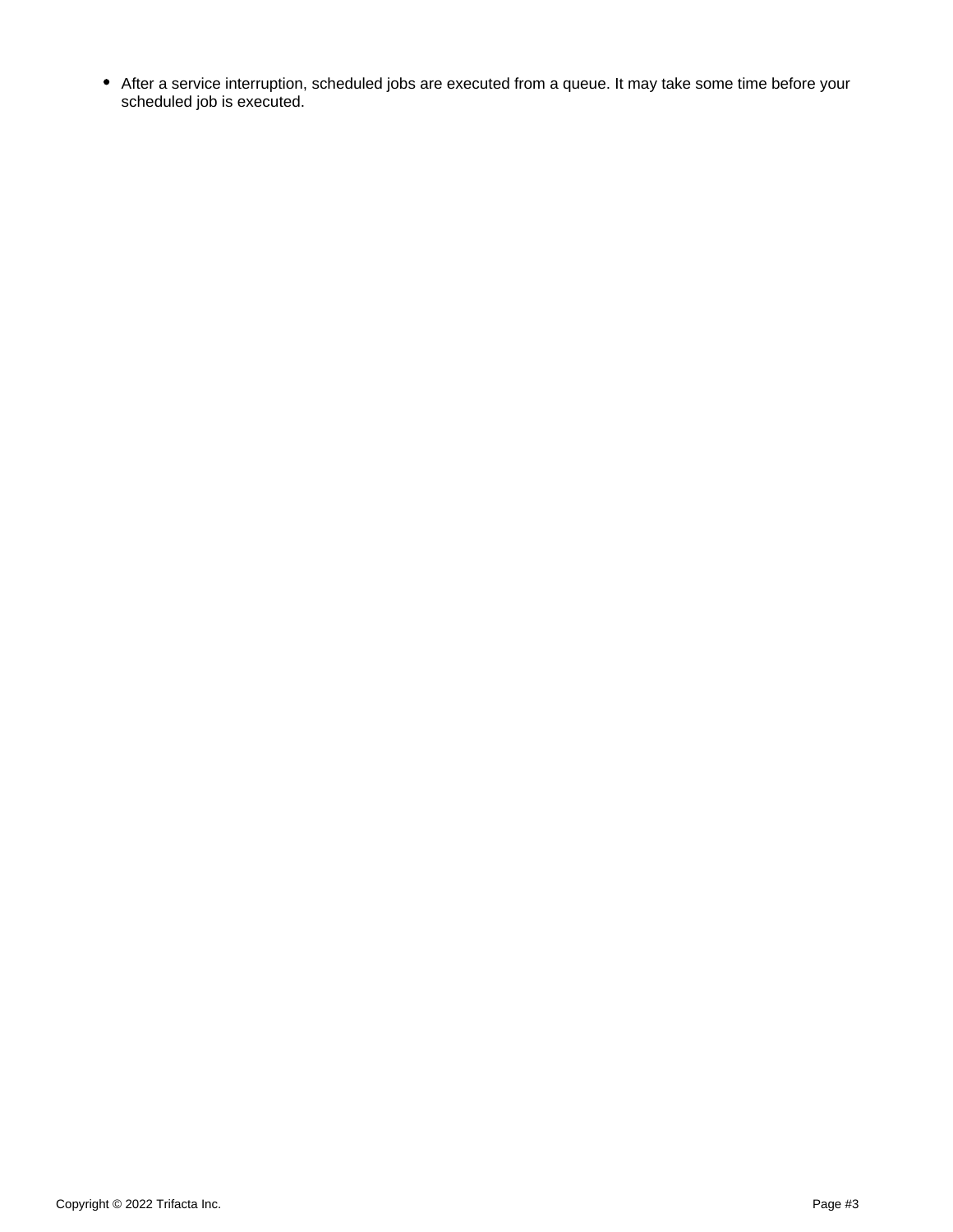- After a service interruption, scheduled jobs are executed from a queue. It may take some time before your scheduled job is executed.